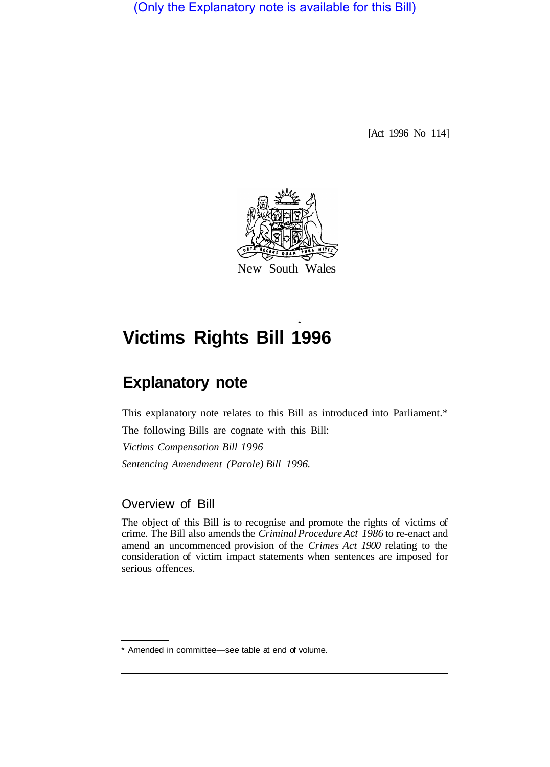(Only the Explanatory note is available for this Bill)

[Act 1996 No 114]

New South Wales

# Victims Rights Bill 1996

## Explanatory note

This explanatory note relates to this Bill as introduced into Parliament.*

The following Bills are cognate with this Bill:

*Victims Compensation Bill 1996*

*Sentencing Amendment (Parole) Bill 1996.*

### Overview of Bill

The object of this Bill is to recognise and promote the rights of victims of crime. The Bill also amends the *Criminal Procedure Act 1986* to re-enact and amend an uncommenced provision of the *Crimes Act 1900* relating to the consideration of victim impact statements when sentences are imposed for serious offences.

* Amended in committee—see table at end of volume.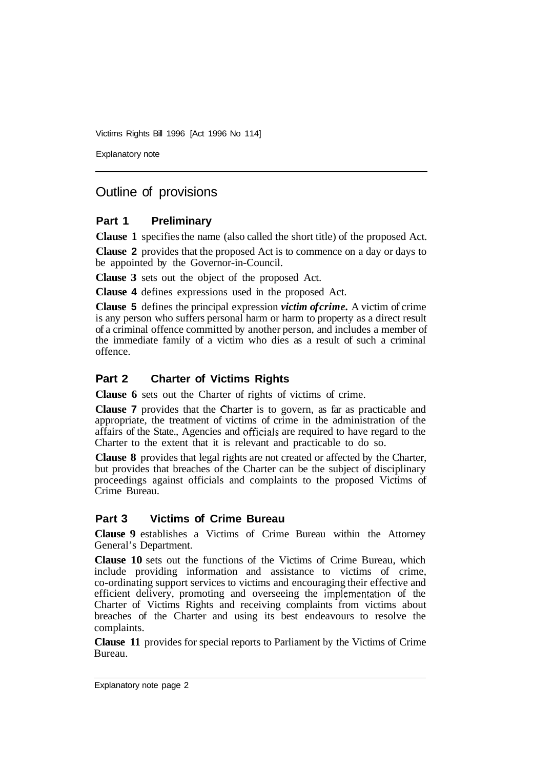## Outline of provisions

### Part 1 Preliminary

**Clause 1** specifies the name (also called the short title) of the proposed Act.

**Clause 2** provides that the proposed Act is to commence on a day or days to be appointed by the Governor-in-Council.

**Clause 3** sets out the object of the proposed Act.

**Clause 4** defines expressions used in the proposed Act.

**Clause 5** defines the principal expression ***victim of crime***. A victim of crime is any person who suffers personal harm or harm to property as a direct result of a criminal offence committed by another person, and includes a member of the immediate family of a victim who dies as a result of such a criminal offence.

### Part 2 Charter of Victims Rights

**Clause 6** sets out the Charter of rights of victims of crime.

**Clause 7** provides that the Charter is to govern, as far as practicable and appropriate, the treatment of victims of crime in the administration of the affairs of the State., Agencies and officials are required to have regard to the Charter to the extent that it is relevant and practicable to do so.

**Clause 8** provides that legal rights are not created or affected by the Charter, but provides that breaches of the Charter can be the subject of disciplinary proceedings against officials and complaints to the proposed Victims of Crime Bureau.

### Part 3 Victims of Crime Bureau

**Clause 9** establishes a Victims of Crime Bureau within the Attorney General's Department.

**Clause 10** sets out the functions of the Victims of Crime Bureau, which include providing information and assistance to victims of crime, co-ordinating support services to victims and encouraging their effective and efficient delivery, promoting and overseeing the implementation of the Charter of Victims Rights and receiving complaints from victims about breaches of the Charter and using its best endeavours to resolve the complaints.

**Clause 11** provides for special reports to Parliament by the Victims of Crime Bureau.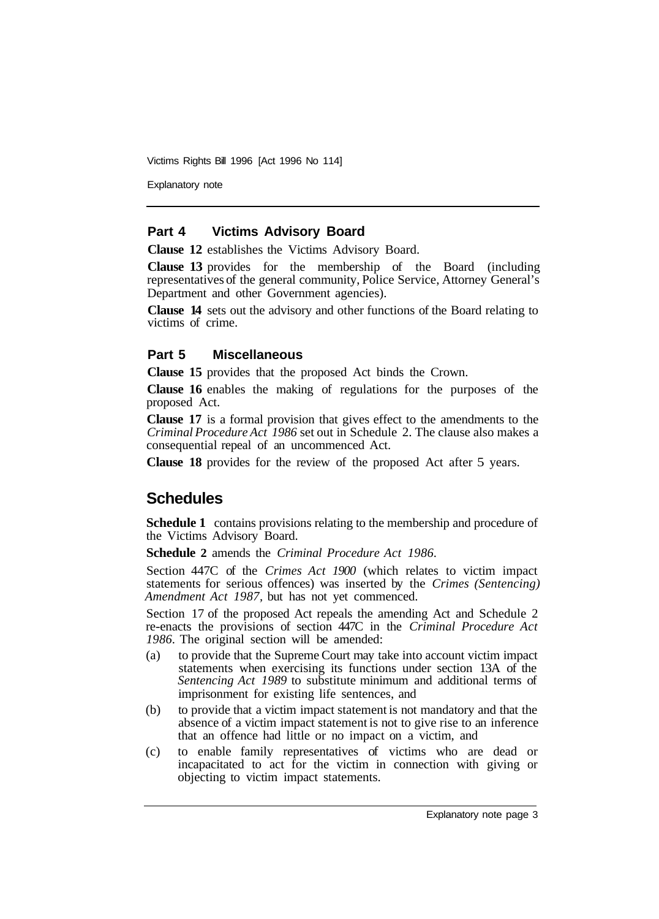## Part 4 Victims Advisory Board

**Clause 12** establishes the Victims Advisory Board.

**Clause 13** provides for the membership of the Board (including representatives of the general community, Police Service, Attorney General's Department and other Government agencies).

**Clause 14** sets out the advisory and other functions of the Board relating to victims of crime.

## Part 5 Miscellaneous

**Clause 15** provides that the proposed Act binds the Crown.

**Clause 16** enables the making of regulations for the purposes of the proposed Act.

**Clause 17** is a formal provision that gives effect to the amendments to the *Criminal Procedure Act 1986* set out in Schedule 2. The clause also makes a consequential repeal of an uncommenced Act.

**Clause 18** provides for the review of the proposed Act after 5 years.

# Schedules

**Schedule 1** contains provisions relating to the membership and procedure of the Victims Advisory Board.

**Schedule 2** amends the *Criminal Procedure Act 1986*.

Section 447C of the *Crimes Act 1900* (which relates to victim impact statements for serious offences) was inserted by the *Crimes (Sentencing) Amendment Act 1987*, but has not yet commenced.

Section 17 of the proposed Act repeals the amending Act and Schedule 2 re-enacts the provisions of section 447C in the *Criminal Procedure Act 1986*. The original section will be amended:

(a) to provide that the Supreme Court may take into account victim impact statements when exercising its functions under section 13A of the *Sentencing Act 1989* to substitute minimum and additional terms of imprisonment for existing life sentences, and

(b) to provide that a victim impact statement is not mandatory and that the absence of a victim impact statement is not to give rise to an inference that an offence had little or no impact on a victim, and

(c) to enable family representatives of victims who are dead or incapacitated to act for the victim in connection with giving or objecting to victim impact statements.